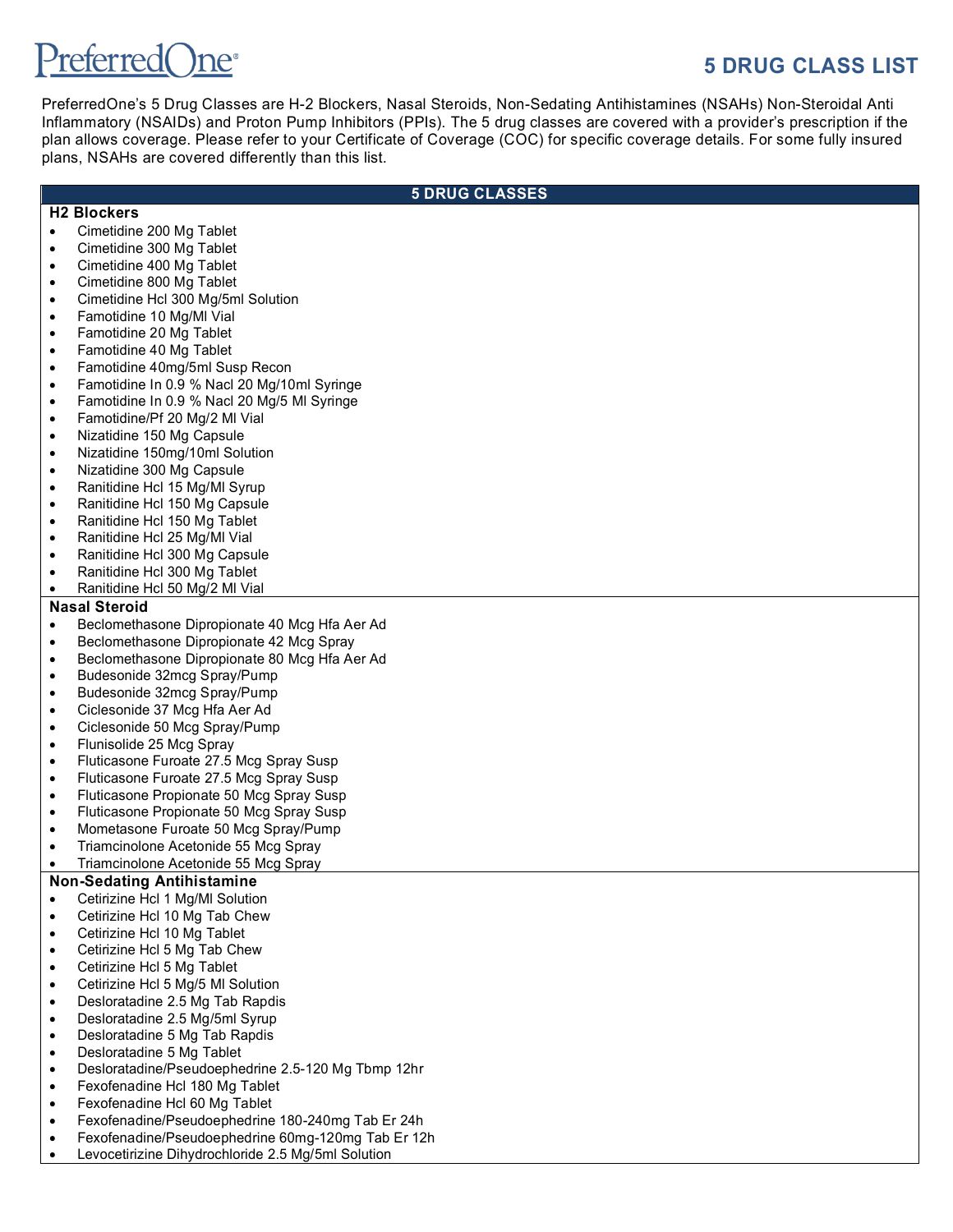PreferredOne

# 5 DRUG CLASS LIST

PreferredOne's 5 Drug Classes are H-2 Blockers, Nasal Steroids, Non-Sedating Antihistamines (NSAHs) Non-Steroidal Anti Inflammatory (NSAIDs) and Proton Pump Inhibitors (PPIs). The 5 drug classes are covered with a provider's prescription if the plan allows coverage. Please refer to your Certificate of Coverage (COC) for specific coverage details. For some fully insured plans, NSAHs are covered differently than this list.

## 5 DRUG CLASSES

### H2 Blockers

- Cimetidine 200 Mg Tablet
- Cimetidine 300 Mg Tablet
- Cimetidine 400 Mg Tablet
- Cimetidine 800 Mg Tablet
- Cimetidine Hcl 300 Mg/5ml Solution
- Famotidine 10 Mg/Ml Vial
- Famotidine 20 Mg Tablet
- Famotidine 40 Mg Tablet
- Famotidine 40mg/5ml Susp Recon
- Famotidine In 0.9 % Nacl 20 Mg/10ml Syringe
- Famotidine In 0.9 % Nacl 20 Mg/5 Ml Syringe
- Famotidine/Pf 20 Mg/2 Ml Vial
- Nizatidine 150 Mg Capsule
- Nizatidine 150mg/10ml Solution
- Nizatidine 300 Mg Capsule
- Ranitidine Hcl 15 Mg/Ml Syrup
- Ranitidine Hcl 150 Mg Capsule
- Ranitidine Hcl 150 Mg Tablet
- Ranitidine Hcl 25 Mg/Ml Vial
- Ranitidine Hcl 300 Mg Capsule
- Ranitidine Hcl 300 Mg Tablet
- Ranitidine Hcl 50 Mg/2 Ml Vial

### Nasal Steroid

- Beclomethasone Dipropionate 40 Mcg Hfa Aer Ad
- Beclomethasone Dipropionate 42 Mcg Spray
- Beclomethasone Dipropionate 80 Mcg Hfa Aer Ad
- Budesonide 32mcg Spray/Pump
- Budesonide 32mcg Spray/Pump
- Ciclesonide 37 Mcg Hfa Aer Ad
- Ciclesonide 50 Mcg Spray/Pump
- Flunisolide 25 Mcg Spray
- Fluticasone Furoate 27.5 Mcg Spray Susp
- Fluticasone Furoate 27.5 Mcg Spray Susp
- Fluticasone Propionate 50 Mcg Spray Susp
- Fluticasone Propionate 50 Mcg Spray Susp
- Mometasone Furoate 50 Mcg Spray/Pump
- Triamcinolone Acetonide 55 Mcg Spray
- Triamcinolone Acetonide 55 Mcg Spray

### Non-Sedating Antihistamine

- Cetirizine Hcl 1 Mg/Ml Solution
- Cetirizine Hcl 10 Mg Tab Chew
- Cetirizine Hcl 10 Mg Tablet
- Cetirizine Hcl 5 Mg Tab Chew
- Cetirizine Hcl 5 Mg Tablet
- Cetirizine Hcl 5 Mg/5 Ml Solution
- Desloratadine 2.5 Mg Tab Rapdis
- Desloratadine 2.5 Mg/5ml Syrup
- Desloratadine 5 Mg Tab Rapdis
- Desloratadine 5 Mg Tablet
- Desloratadine/Pseudoephedrine 2.5-120 Mg Tbmp 12hr
- Fexofenadine Hcl 180 Mg Tablet
- Fexofenadine Hcl 60 Mg Tablet
- Fexofenadine/Pseudoephedrine 180-240mg Tab Er 24h
- Fexofenadine/Pseudoephedrine 60mg-120mg Tab Er 12h
- Levocetirizine Dihydrochloride 2.5 Mg/5ml Solution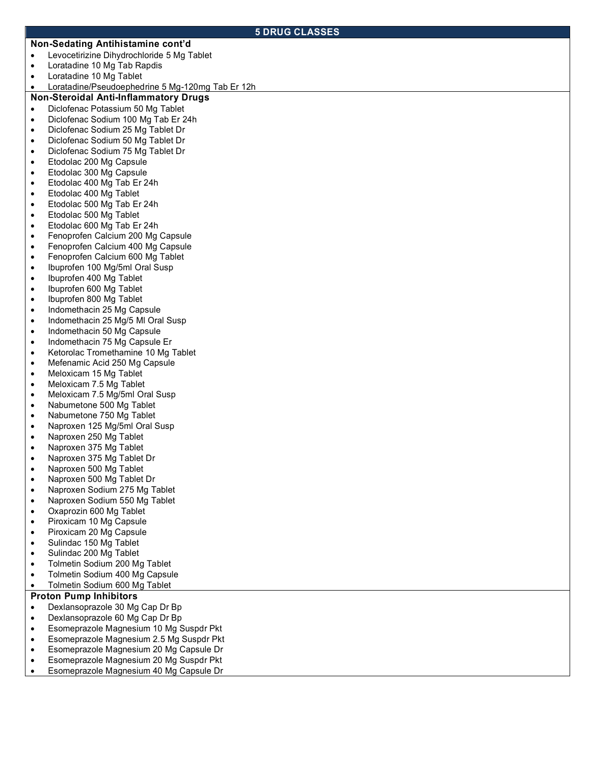## 5 DRUG CLASSES

**Non-Sedating Antihistamine cont'd**

- Levocetirizine Dihydrochloride 5 Mg Tablet
- Loratadine 10 Mg Tab Rapdis
- Loratadine 10 Mg Tablet
- Loratadine/Pseudoephedrine 5 Mg-120mg Tab Er 12h

**Non-Steroidal Anti-Inflammatory Drugs**

- Diclofenac Potassium 50 Mg Tablet
- Diclofenac Sodium 100 Mg Tab Er 24h
- Diclofenac Sodium 25 Mg Tablet Dr
- Diclofenac Sodium 50 Mg Tablet Dr
- Diclofenac Sodium 75 Mg Tablet Dr
- Etodolac 200 Mg Capsule
- Etodolac 300 Mg Capsule
- Etodolac 400 Mg Tab Er 24h
- Etodolac 400 Mg Tablet
- Etodolac 500 Mg Tab Er 24h
- Etodolac 500 Mg Tablet
- Etodolac 600 Mg Tab Er 24h
- Fenoprofen Calcium 200 Mg Capsule
- Fenoprofen Calcium 400 Mg Capsule
- Fenoprofen Calcium 600 Mg Tablet
- Ibuprofen 100 Mg/5ml Oral Susp
- Ibuprofen 400 Mg Tablet
- Ibuprofen 600 Mg Tablet
- Ibuprofen 800 Mg Tablet
- Indomethacin 25 Mg Capsule
- Indomethacin 25 Mg/5 Ml Oral Susp
- Indomethacin 50 Mg Capsule
- Indomethacin 75 Mg Capsule Er
- Ketorolac Tromethamine 10 Mg Tablet
- Mefenamic Acid 250 Mg Capsule
- Meloxicam 15 Mg Tablet
- Meloxicam 7.5 Mg Tablet
- Meloxicam 7.5 Mg/5ml Oral Susp
- Nabumetone 500 Mg Tablet
- Nabumetone 750 Mg Tablet
- Naproxen 125 Mg/5ml Oral Susp
- Naproxen 250 Mg Tablet
- Naproxen 375 Mg Tablet
- Naproxen 375 Mg Tablet Dr
- Naproxen 500 Mg Tablet
- Naproxen 500 Mg Tablet Dr
- Naproxen Sodium 275 Mg Tablet
- Naproxen Sodium 550 Mg Tablet
- Oxaprozin 600 Mg Tablet
- Piroxicam 10 Mg Capsule
- Piroxicam 20 Mg Capsule
- Sulindac 150 Mg Tablet
- Sulindac 200 Mg Tablet
- Tolmetin Sodium 200 Mg Tablet
- Tolmetin Sodium 400 Mg Capsule
- Tolmetin Sodium 600 Mg Tablet

**Proton Pump Inhibitors**

- Dexlansoprazole 30 Mg Cap Dr Bp
- Dexlansoprazole 60 Mg Cap Dr Bp
- Esomeprazole Magnesium 10 Mg Suspdr Pkt
- Esomeprazole Magnesium 2.5 Mg Suspdr Pkt
- Esomeprazole Magnesium 20 Mg Capsule Dr
- Esomeprazole Magnesium 20 Mg Suspdr Pkt
- Esomeprazole Magnesium 40 Mg Capsule Dr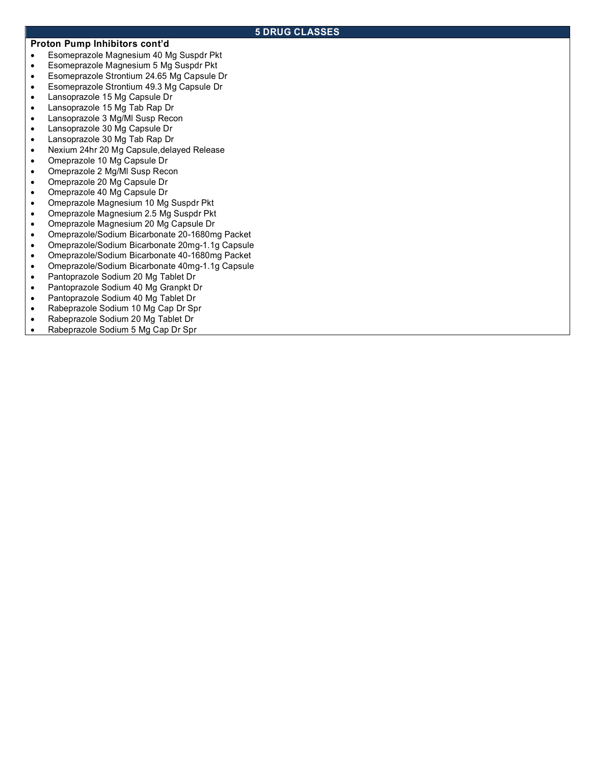## 5 DRUG CLASSES

**Proton Pump Inhibitors cont'd**

- Esomeprazole Magnesium 40 Mg Suspdr Pkt
- Esomeprazole Magnesium 5 Mg Suspdr Pkt
- Esomeprazole Strontium 24.65 Mg Capsule Dr
- Esomeprazole Strontium 49.3 Mg Capsule Dr
- Lansoprazole 15 Mg Capsule Dr
- Lansoprazole 15 Mg Tab Rap Dr
- Lansoprazole 3 Mg/Ml Susp Recon
- Lansoprazole 30 Mg Capsule Dr
- Lansoprazole 30 Mg Tab Rap Dr
- Nexium 24hr 20 Mg Capsule,delayed Release
- Omeprazole 10 Mg Capsule Dr
- Omeprazole 2 Mg/Ml Susp Recon
- Omeprazole 20 Mg Capsule Dr
- Omeprazole 40 Mg Capsule Dr
- Omeprazole Magnesium 10 Mg Suspdr Pkt
- Omeprazole Magnesium 2.5 Mg Suspdr Pkt
- Omeprazole Magnesium 20 Mg Capsule Dr
- Omeprazole/Sodium Bicarbonate 20-1680mg Packet
- Omeprazole/Sodium Bicarbonate 20mg-1.1g Capsule
- Omeprazole/Sodium Bicarbonate 40-1680mg Packet
- Omeprazole/Sodium Bicarbonate 40mg-1.1g Capsule
- Pantoprazole Sodium 20 Mg Tablet Dr
- Pantoprazole Sodium 40 Mg Granpkt Dr
- Pantoprazole Sodium 40 Mg Tablet Dr
- Rabeprazole Sodium 10 Mg Cap Dr Spr
- Rabeprazole Sodium 20 Mg Tablet Dr
- Rabeprazole Sodium 5 Mg Cap Dr Spr